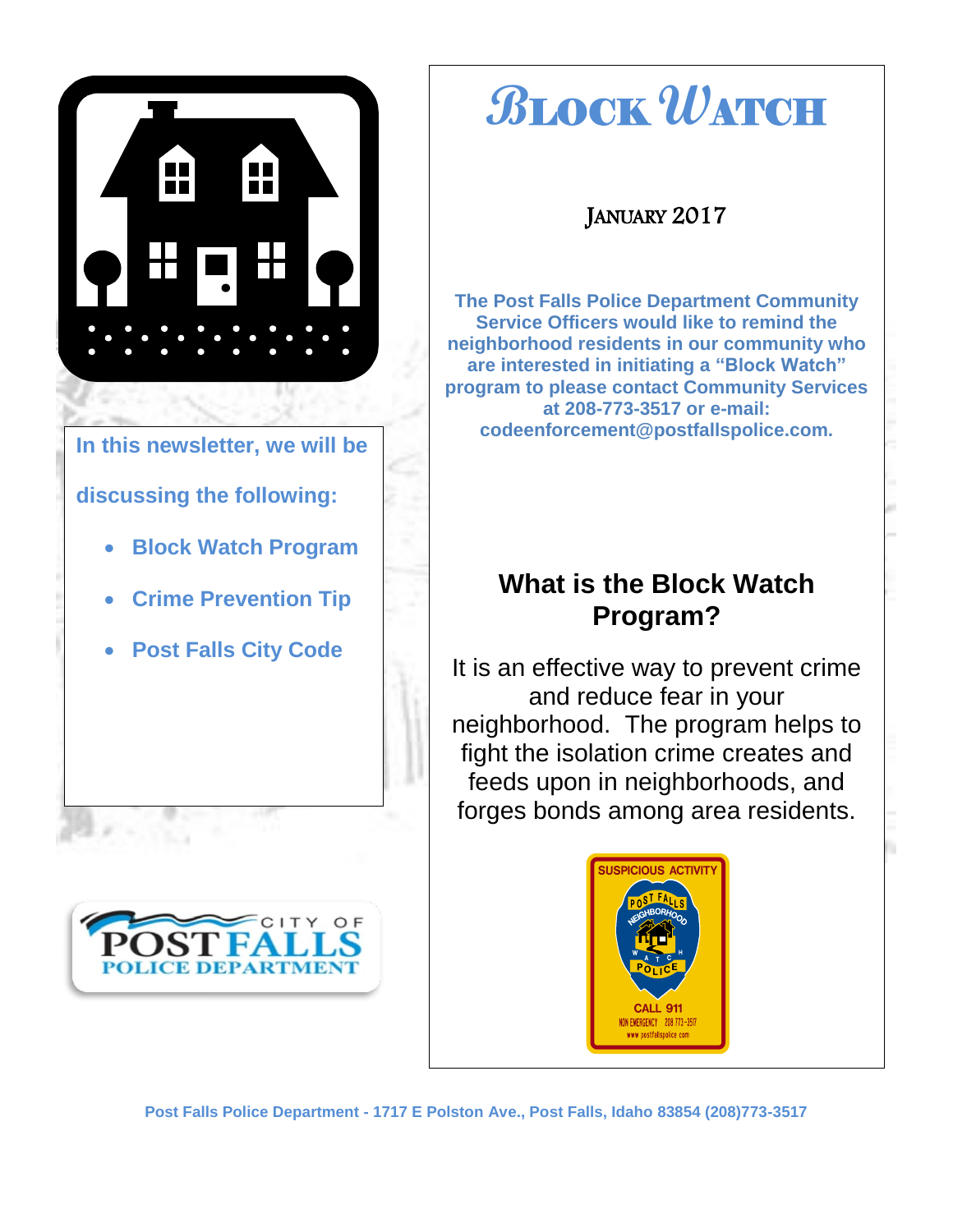# Block Watch

January 2017

**The Post Falls Police Department Community Service Officers would like to remind the neighborhood residents in our community who are interested in initiating a "Block Watch" program to please contact Community Services at 208-773-3517 or e-mail: codeenforcement@postfallspolice.com.**

**In this newsletter, we will be discussing the following:**

- **Block Watch Program**
- **Crime Prevention Tip**
- **Post Falls City Code**

## What is the Block Watch Program?

It is an effective way to prevent crime and reduce fear in your neighborhood. The program helps to fight the isolation crime creates and feeds upon in neighborhoods, and forges bonds among area residents.

**Post Falls Police Department - 1717 E Polston Ave., Post Falls, Idaho 83854 (208)773-3517**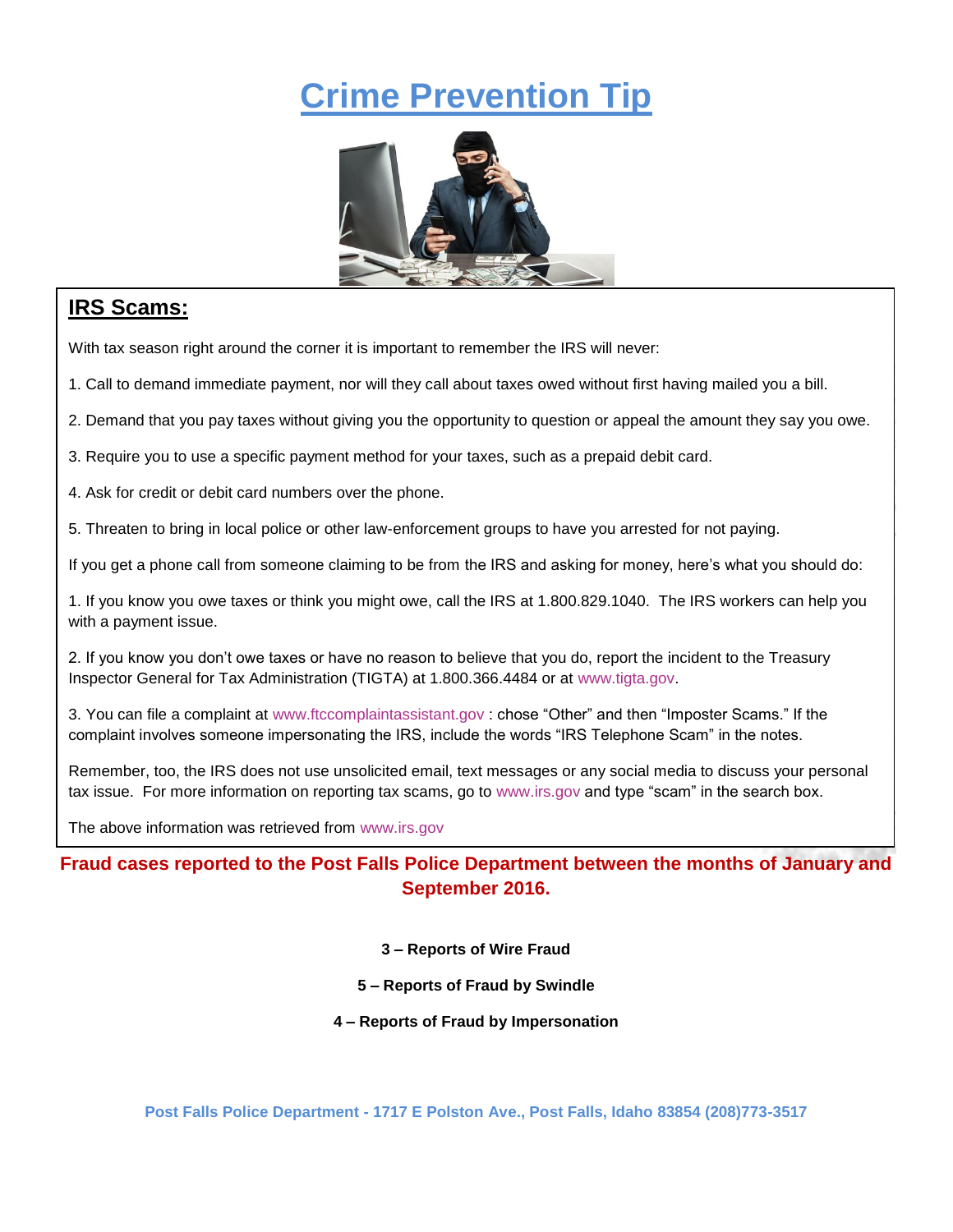# Crime Prevention Tip

## IRS Scams:

With tax season right around the corner it is important to remember the IRS will never:

1. Call to demand immediate payment, nor will they call about taxes owed without first having mailed you a bill.

2. Demand that you pay taxes without giving you the opportunity to question or appeal the amount they say you owe.

3. Require you to use a specific payment method for your taxes, such as a prepaid debit card.

4. Ask for credit or debit card numbers over the phone.

5. Threaten to bring in local police or other law-enforcement groups to have you arrested for not paying.

If you get a phone call from someone claiming to be from the IRS and asking for money, here's what you should do:

1. If you know you owe taxes or think you might owe, call the IRS at 1.800.829.1040. The IRS workers can help you with a payment issue.

2. If you know you don't owe taxes or have no reason to believe that you do, report the incident to the Treasury Inspector General for Tax Administration (TIGTA) at 1.800.366.4484 or at www.tigta.gov.

3. You can file a complaint at www.ftccomplaintassistant.gov : chose "Other" and then "Imposter Scams." If the complaint involves someone impersonating the IRS, include the words "IRS Telephone Scam" in the notes.

Remember, too, the IRS does not use unsolicited email, text messages or any social media to discuss your personal tax issue. For more information on reporting tax scams, go to www.irs.gov and type "scam" in the search box.

The above information was retrieved from www.irs.gov

**Fraud cases reported to the Post Falls Police Department between the months of January and September 2016.**

**3 – Reports of Wire Fraud**

**5 – Reports of Fraud by Swindle**

**4 – Reports of Fraud by Impersonation**

**Post Falls Police Department - 1717 E Polston Ave., Post Falls, Idaho 83854 (208)773-3517**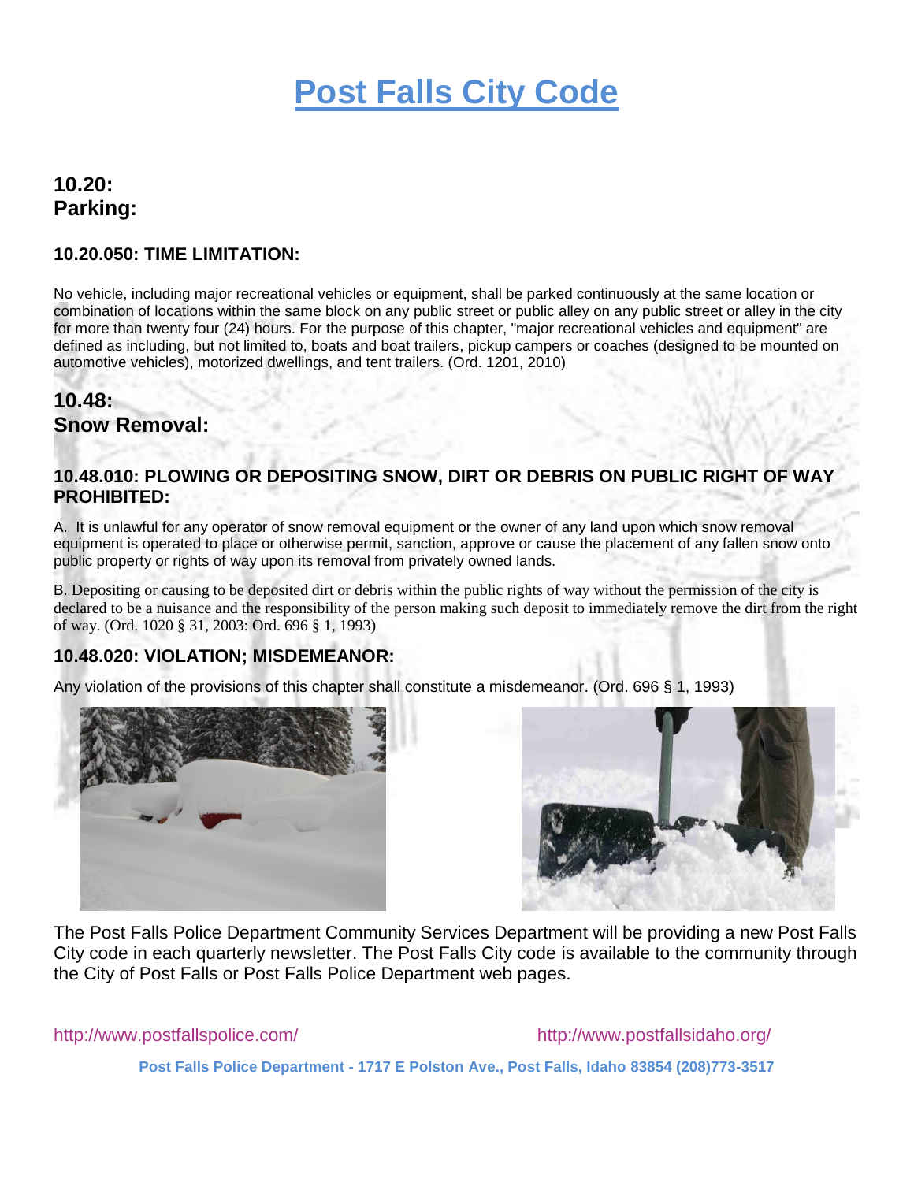# Post Falls City Code

## 10.20:
## Parking:

### 10.20.050: TIME LIMITATION:

No vehicle, including major recreational vehicles or equipment, shall be parked continuously at the same location or combination of locations within the same block on any public street or public alley on any public street or alley in the city for more than twenty four (24) hours. For the purpose of this chapter, "major recreational vehicles and equipment" are defined as including, but not limited to, boats and boat trailers, pickup campers or coaches (designed to be mounted on automotive vehicles), motorized dwellings, and tent trailers. (Ord. 1201, 2010)

## 10.48:
## Snow Removal:

### 10.48.010: PLOWING OR DEPOSITING SNOW, DIRT OR DEBRIS ON PUBLIC RIGHT OF WAY PROHIBITED:

A. It is unlawful for any operator of snow removal equipment or the owner of any land upon which snow removal equipment is operated to place or otherwise permit, sanction, approve or cause the placement of any fallen snow onto public property or rights of way upon its removal from privately owned lands.

B. Depositing or causing to be deposited dirt or debris within the public rights of way without the permission of the city is declared to be a nuisance and the responsibility of the person making such deposit to immediately remove the dirt from the right of way. (Ord. 1020 § 31, 2003: Ord. 696 § 1, 1993)

### 10.48.020: VIOLATION; MISDEMEANOR:

Any violation of the provisions of this chapter shall constitute a misdemeanor. (Ord. 696 § 1, 1993)

The Post Falls Police Department Community Services Department will be providing a new Post Falls City code in each quarterly newsletter. The Post Falls City code is available to the community through the City of Post Falls or Post Falls Police Department web pages.

http://www.postfallspolice.com/ http://www.postfallsidaho.org/

**Post Falls Police Department - 1717 E Polston Ave., Post Falls, Idaho 83854 (208)773-3517**